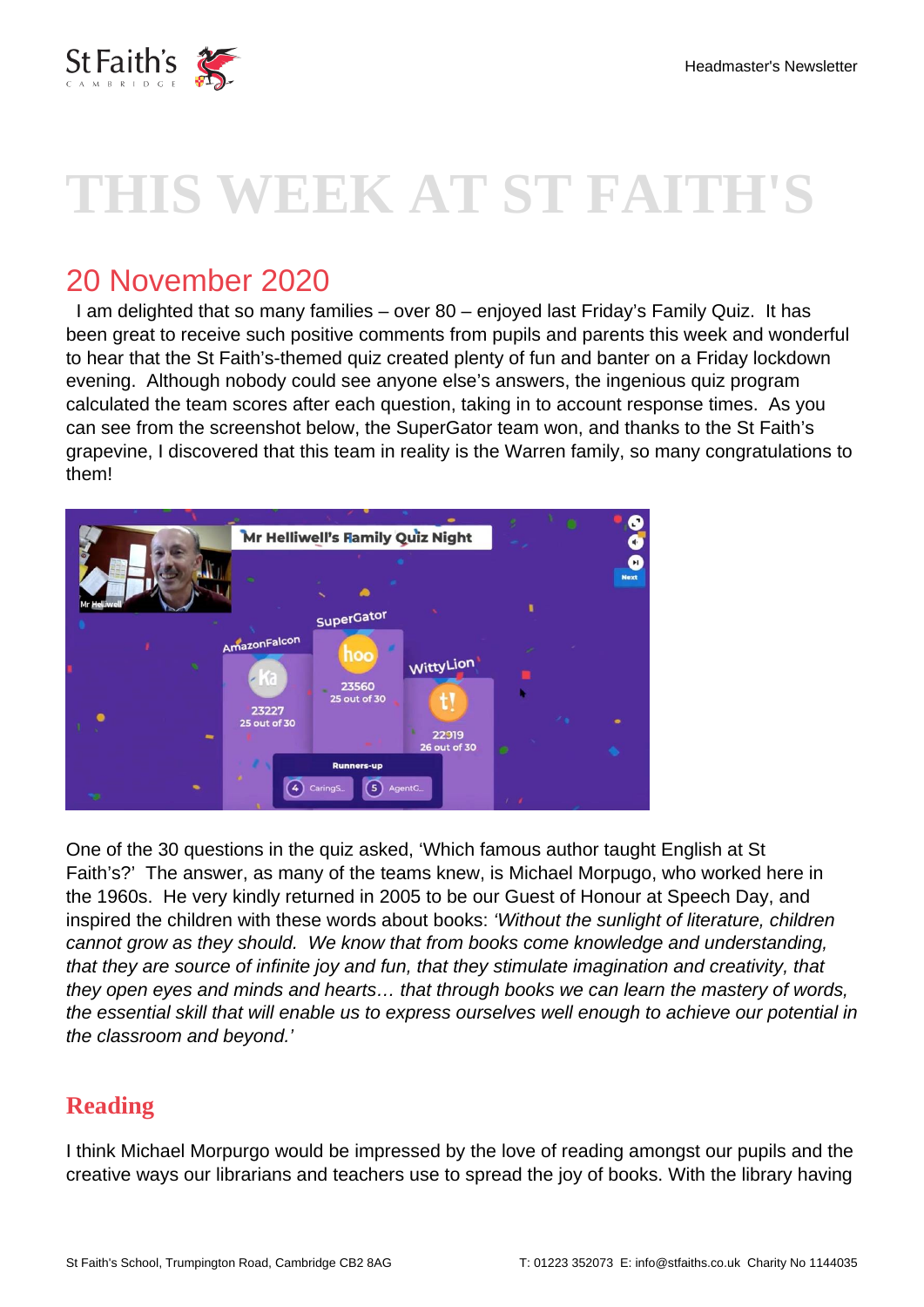# THIS WEEK AT ST FAITH'S

## 20 November 2020

I am delighted that so many families – over 80 – enjoyed last Friday's Family Quiz. It has been great to receive such positive comments from pupils and parents this week and wonderful to hear that the St Faith's-themed quiz created plenty of fun and banter on a Friday lockdown evening. Although nobody could see anyone else's answers, the ingenious quiz program calculated the team scores after each question, taking in to account response times. As you can see from the screenshot below, the SuperGator team won, and thanks to the St Faith's grapevine, I discovered that this team in reality is the Warren family, so many congratulations to them!

One of the 30 questions in the quiz asked, 'Which famous author taught English at St Faith's?' The answer, as many of the teams knew, is Michael Morpugo, who worked here in the 1960s. He very kindly returned in 2005 to be our Guest of Honour at Speech Day, and inspired the children with these words about books: *'Without the sunlight of literature, children cannot grow as they should. We know that from books come knowledge and understanding, that they are source of infinite joy and fun, that they stimulate imagination and creativity, that they open eyes and minds and hearts… that through books we can learn the mastery of words, the essential skill that will enable us to express ourselves well enough to achieve our potential in the classroom and beyond.'*

## Reading

I think Michael Morpugo would be impressed by the love of reading amongst our pupils and the creative ways our librarians and teachers use to spread the joy of books. With the library having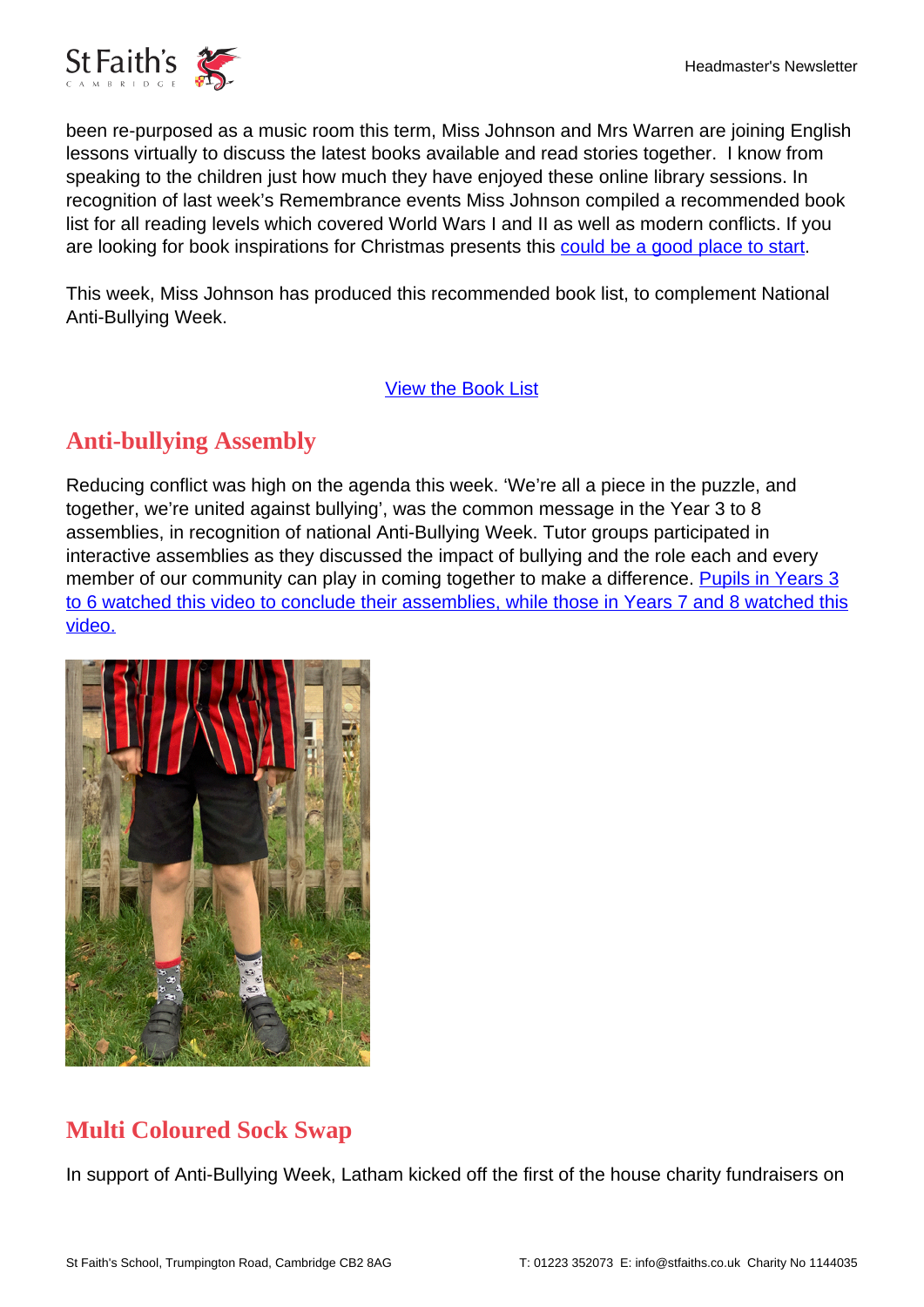been re-purposed as a music room this term, Miss Johnson and Mrs Warren are joining English lessons virtually to discuss the latest books available and read stories together.  I know from speaking to the children just how much they have enjoyed these online library sessions. In recognition of last week's Remembrance events Miss Johnson compiled a recommended book list for all reading levels which covered World Wars I and II as well as modern conflicts. If you are looking for book inspirations for Christmas presents this could be a good place to start.

This week, Miss Johnson has produced this recommended book list, to complement National Anti-Bullying Week.

View the Book List

## Anti-bullying Assembly

Reducing conflict was high on the agenda this week. 'We're all a piece in the puzzle, and together, we're united against bullying', was the common message in the Year 3 to 8 assemblies, in recognition of national Anti-Bullying Week. Tutor groups participated in interactive assemblies as they discussed the impact of bullying and the role each and every member of our community can play in coming together to make a difference. Pupils in Years 3 to 6 watched this video to conclude their assemblies, while those in Years 7 and 8 watched this video.

## Multi Coloured Sock Swap

In support of Anti-Bullying Week, Latham kicked off the first of the house charity fundraisers on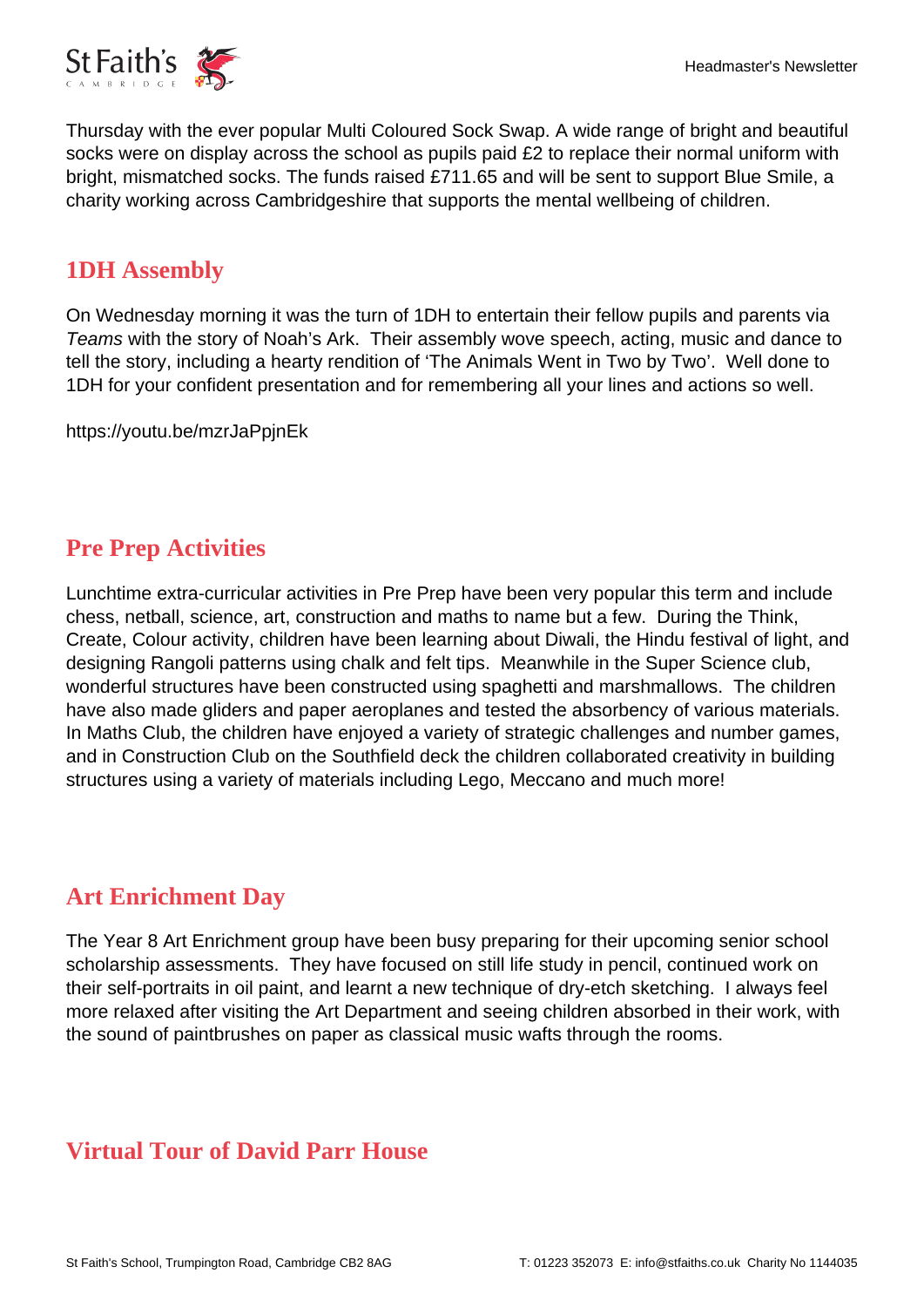Thursday with the ever popular Multi Coloured Sock Swap. A wide range of bright and beautiful socks were on display across the school as pupils paid £2 to replace their normal uniform with bright, mismatched socks. The funds raised £711.65 and will be sent to support Blue Smile, a charity working across Cambridgeshire that supports the mental wellbeing of children.

## 1DH Assembly

On Wednesday morning it was the turn of 1DH to entertain their fellow pupils and parents via *Teams* with the story of Noah's Ark. Their assembly wove speech, acting, music and dance to tell the story, including a hearty rendition of 'The Animals Went in Two by Two'. Well done to 1DH for your confident presentation and for remembering all your lines and actions so well.

https://youtu.be/mzrJaPpjnEk

## Pre Prep Activities

Lunchtime extra-curricular activities in Pre Prep have been very popular this term and include chess, netball, science, art, construction and maths to name but a few. During the Think, Create, Colour activity, children have been learning about Diwali, the Hindu festival of light, and designing Rangoli patterns using chalk and felt tips. Meanwhile in the Super Science club, wonderful structures have been constructed using spaghetti and marshmallows. The children have also made gliders and paper aeroplanes and tested the absorbency of various materials. In Maths Club, the children have enjoyed a variety of strategic challenges and number games, and in Construction Club on the Southfield deck the children collaborated creativity in building structures using a variety of materials including Lego, Meccano and much more!

## Art Enrichment Day

The Year 8 Art Enrichment group have been busy preparing for their upcoming senior school scholarship assessments. They have focused on still life study in pencil, continued work on their self-portraits in oil paint, and learnt a new technique of dry-etch sketching. I always feel more relaxed after visiting the Art Department and seeing children absorbed in their work, with the sound of paintbrushes on paper as classical music wafts through the rooms.

## Virtual Tour of David Parr House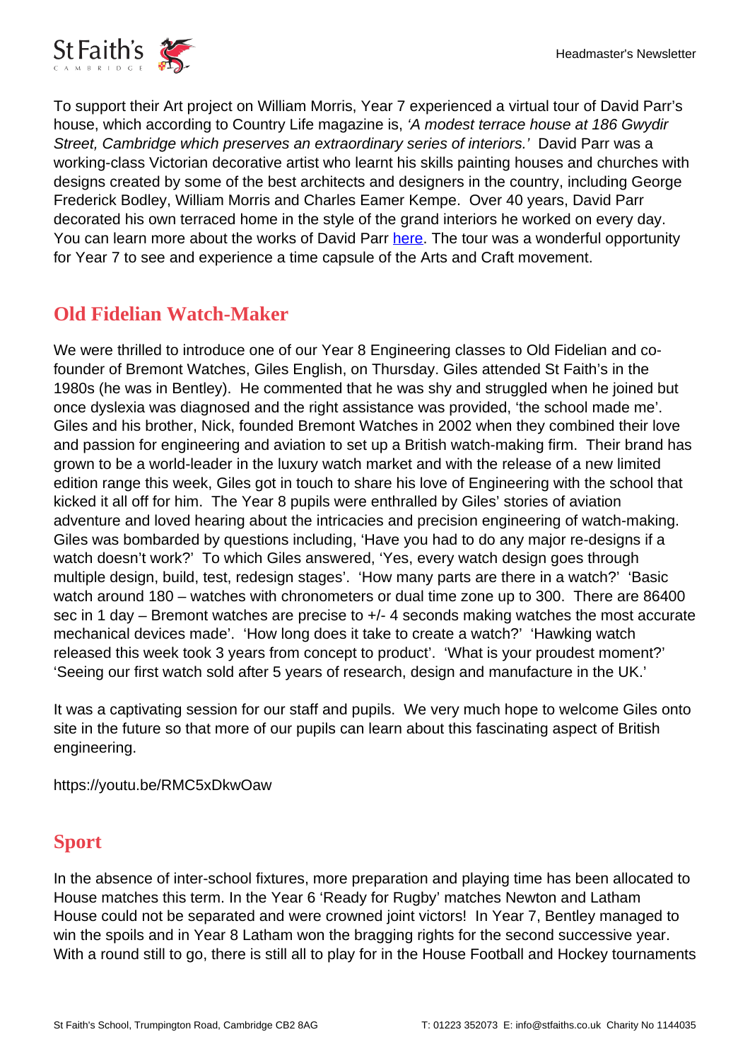To support their Art project on William Morris, Year 7 experienced a virtual tour of David Parr's house, which according to Country Life magazine is, *'A modest terrace house at 186 Gwydir Street, Cambridge which preserves an extraordinary series of interiors.'* David Parr was a working-class Victorian decorative artist who learnt his skills painting houses and churches with designs created by some of the best architects and designers in the country, including George Frederick Bodley, William Morris and Charles Eamer Kempe. Over 40 years, David Parr decorated his own terraced home in the style of the grand interiors he worked on every day. You can learn more about the works of David Parr here. The tour was a wonderful opportunity for Year 7 to see and experience a time capsule of the Arts and Craft movement.

## Old Fidelian Watch-Maker

We were thrilled to introduce one of our Year 8 Engineering classes to Old Fidelian and co-founder of Bremont Watches, Giles English, on Thursday. Giles attended St Faith's in the 1980s (he was in Bentley). He commented that he was shy and struggled when he joined but once dyslexia was diagnosed and the right assistance was provided, 'the school made me'. Giles and his brother, Nick, founded Bremont Watches in 2002 when they combined their love and passion for engineering and aviation to set up a British watch-making firm. Their brand has grown to be a world-leader in the luxury watch market and with the release of a new limited edition range this week, Giles got in touch to share his love of Engineering with the school that kicked it all off for him. The Year 8 pupils were enthralled by Giles' stories of aviation adventure and loved hearing about the intricacies and precision engineering of watch-making. Giles was bombarded by questions including, 'Have you had to do any major re-designs if a watch doesn't work?' To which Giles answered, 'Yes, every watch design goes through multiple design, build, test, redesign stages'. 'How many parts are there in a watch?' 'Basic watch around 180 – watches with chronometers or dual time zone up to 300. There are 86400 sec in 1 day – Bremont watches are precise to +/- 4 seconds making watches the most accurate mechanical devices made'. 'How long does it take to create a watch?' 'Hawking watch released this week took 3 years from concept to product'. 'What is your proudest moment?' 'Seeing our first watch sold after 5 years of research, design and manufacture in the UK.'

It was a captivating session for our staff and pupils. We very much hope to welcome Giles onto site in the future so that more of our pupils can learn about this fascinating aspect of British engineering.

https://youtu.be/RMC5xDkwOaw

## Sport

In the absence of inter-school fixtures, more preparation and playing time has been allocated to House matches this term. In the Year 6 'Ready for Rugby' matches Newton and Latham House could not be separated and were crowned joint victors! In Year 7, Bentley managed to win the spoils and in Year 8 Latham won the bragging rights for the second successive year. With a round still to go, there is still all to play for in the House Football and Hockey tournaments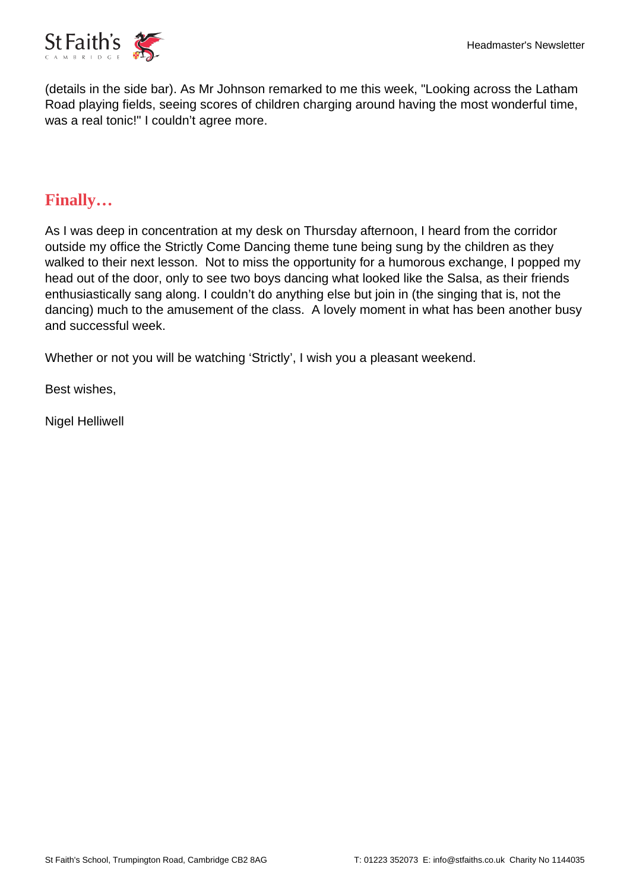(details in the side bar). As Mr Johnson remarked to me this week, "Looking across the Latham Road playing fields, seeing scores of children charging around having the most wonderful time, was a real tonic!" I couldn't agree more.

## Finally…

As I was deep in concentration at my desk on Thursday afternoon, I heard from the corridor outside my office the Strictly Come Dancing theme tune being sung by the children as they walked to their next lesson. Not to miss the opportunity for a humorous exchange, I popped my head out of the door, only to see two boys dancing what looked like the Salsa, as their friends enthusiastically sang along. I couldn't do anything else but join in (the singing that is, not the dancing) much to the amusement of the class. A lovely moment in what has been another busy and successful week.

Whether or not you will be watching 'Strictly', I wish you a pleasant weekend.

Best wishes,

Nigel Helliwell